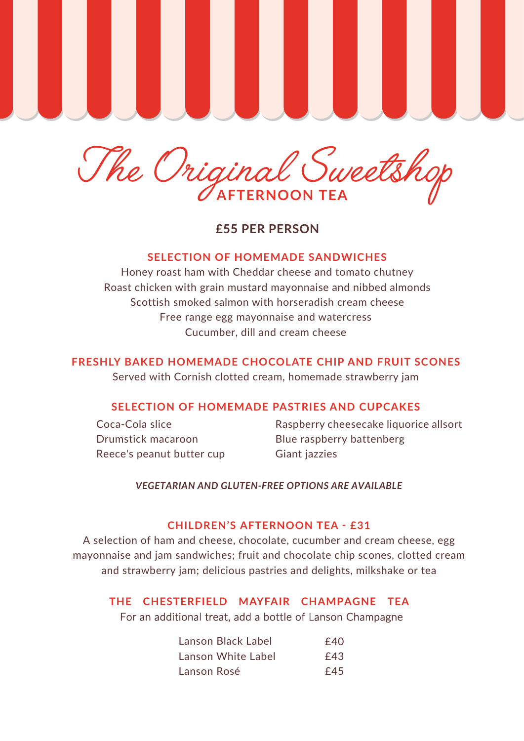# The Original Sweetshop

## AFTERNOON TEA

**£55 PER PERSON**

### SELECTION OF HOMEMADE SANDWICHES

Honey roast ham with Cheddar cheese and tomato chutney
Roast chicken with grain mustard mayonnaise and nibbed almonds
Scottish smoked salmon with horseradish cream cheese
Free range egg mayonnaise and watercress
Cucumber, dill and cream cheese

### FRESHLY BAKED HOMEMADE CHOCOLATE CHIP AND FRUIT SCONES

Served with Cornish clotted cream, homemade strawberry jam

### SELECTION OF HOMEMADE PASTRIES AND CUPCAKES

Coca-Cola slice
Drumstick macaroon
Reece's peanut butter cup
Raspberry cheesecake liquorice allsort
Blue raspberry battenberg
Giant jazzies

***VEGETARIAN AND GLUTEN-FREE OPTIONS ARE AVAILABLE***

### CHILDREN'S AFTERNOON TEA - £31

A selection of ham and cheese, chocolate, cucumber and cream cheese, egg mayonnaise and jam sandwiches; fruit and chocolate chip scones, clotted cream and strawberry jam; delicious pastries and delights, milkshake or tea

### THE CHESTERFIELD MAYFAIR CHAMPAGNE TEA

For an additional treat, add a bottle of Lanson Champagne

| | |
|---|---|
| Lanson Black Label | £40 |
| Lanson White Label | £43 |
| Lanson Rosé | £45 |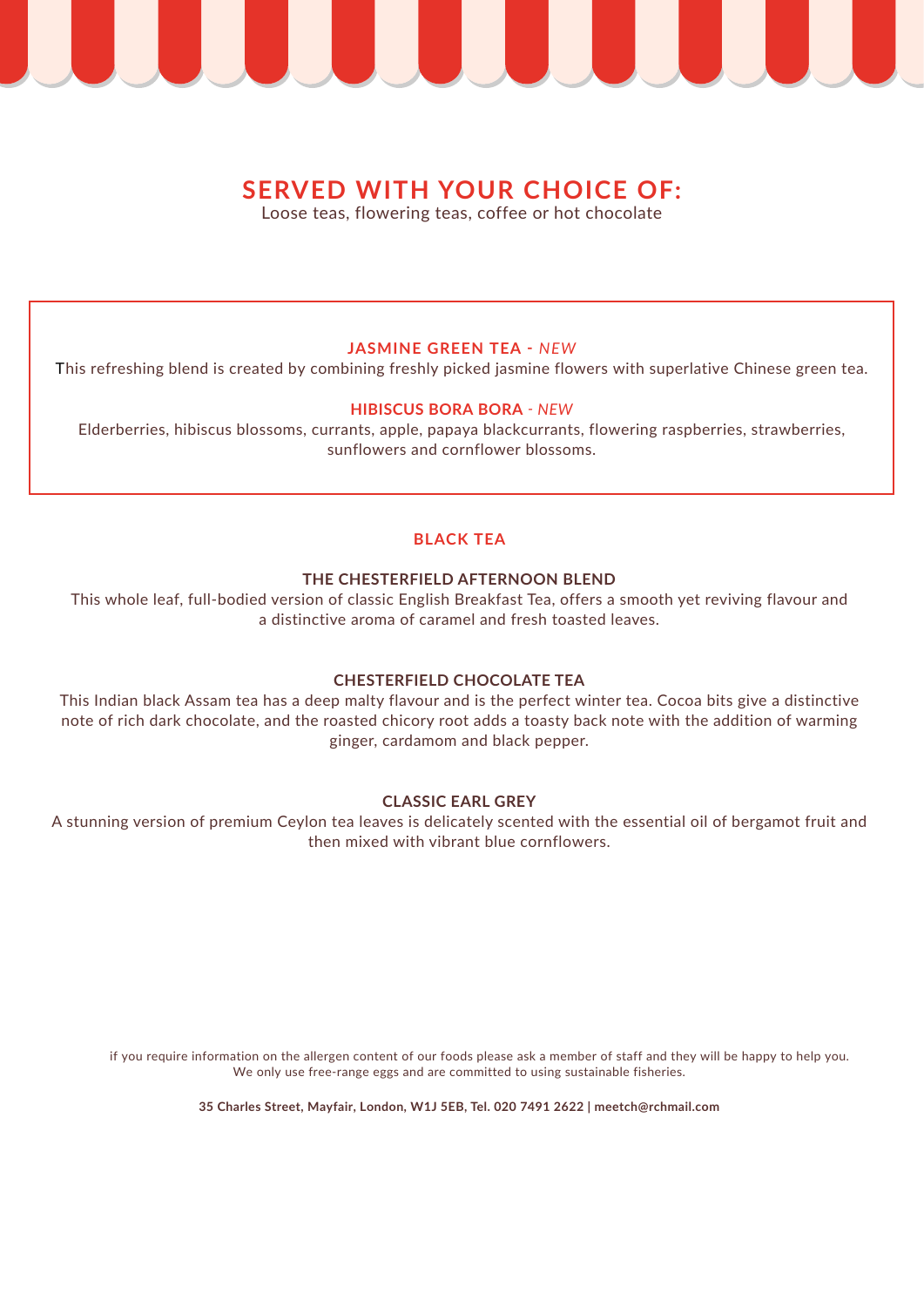## SERVED WITH YOUR CHOICE OF:

Loose teas, flowering teas, coffee or hot chocolate

### JASMINE GREEN TEA - *NEW*

This refreshing blend is created by combining freshly picked jasmine flowers with superlative Chinese green tea.

### HIBISCUS BORA BORA - *NEW*

Elderberries, hibiscus blossoms, currants, apple, papaya blackcurrants, flowering raspberries, strawberries, sunflowers and cornflower blossoms.

## BLACK TEA

### THE CHESTERFIELD AFTERNOON BLEND

This whole leaf, full-bodied version of classic English Breakfast Tea, offers a smooth yet reviving flavour and a distinctive aroma of caramel and fresh toasted leaves.

### CHESTERFIELD CHOCOLATE TEA

This Indian black Assam tea has a deep malty flavour and is the perfect winter tea. Cocoa bits give a distinctive note of rich dark chocolate, and the roasted chicory root adds a toasty back note with the addition of warming ginger, cardamom and black pepper.

### CLASSIC EARL GREY

A stunning version of premium Ceylon tea leaves is delicately scented with the essential oil of bergamot fruit and then mixed with vibrant blue cornflowers.

if you require information on the allergen content of our foods please ask a member of staff and they will be happy to help you.
We only use free-range eggs and are committed to using sustainable fisheries.

**35 Charles Street, Mayfair, London, W1J 5EB, Tel. 020 7491 2622 | meetch@rchmail.com**